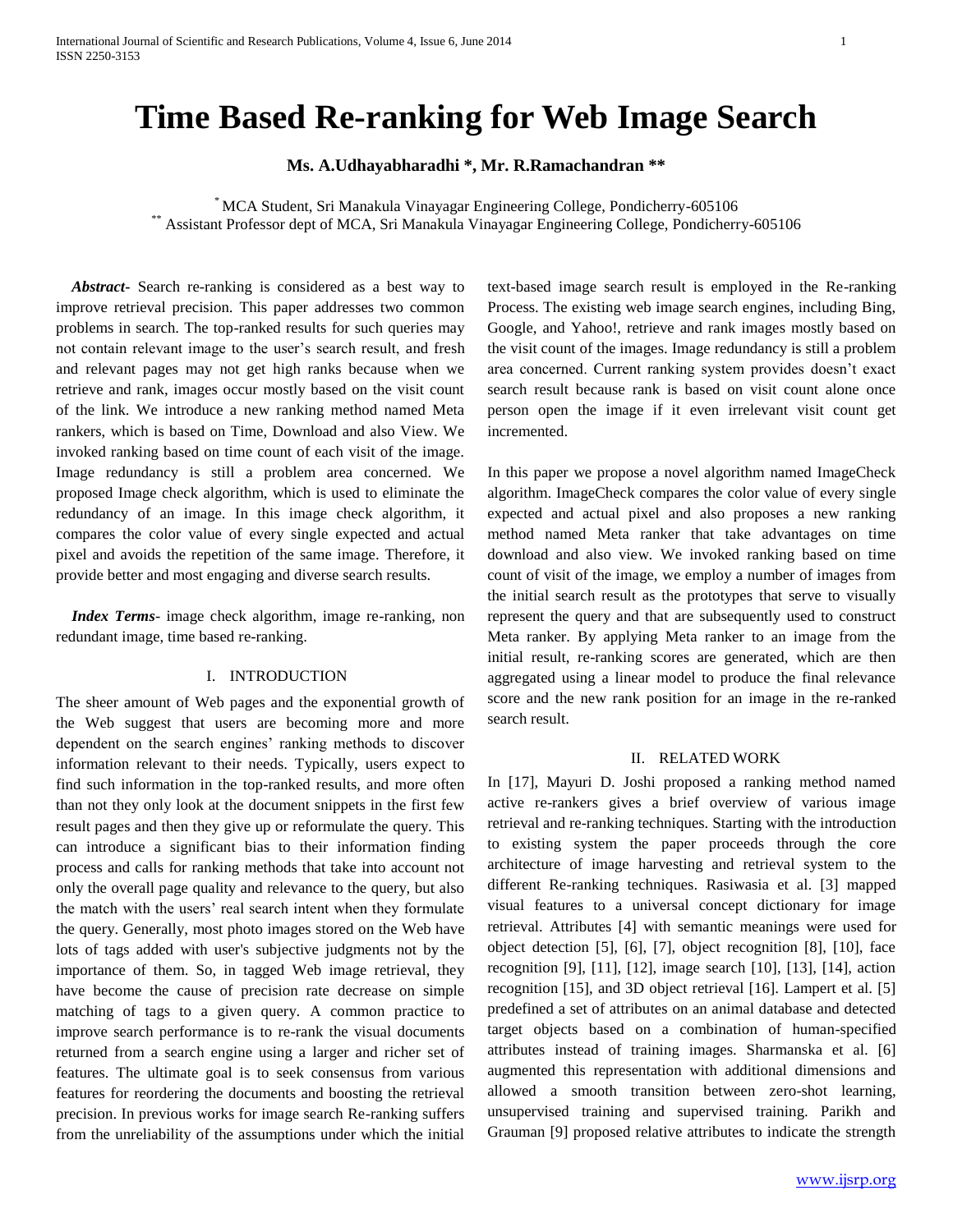# Time Based Re-ranking for Web Image Search

**Ms. A.Udhayabharadhi *, Mr. R.Ramachandran ****

[*] MCA Student, Sri Manakula Vinayagar Engineering College, Pondicherry-605106
[**] Assistant Professor dept of MCA, Sri Manakula Vinayagar Engineering College, Pondicherry-605106

***Abstract-*** Search re-ranking is considered as a best way to improve retrieval precision. This paper addresses two common problems in search. The top-ranked results for such queries may not contain relevant image to the user's search result, and fresh and relevant pages may not get high ranks because when we retrieve and rank, images occur mostly based on the visit count of the link. We introduce a new ranking method named Meta rankers, which is based on Time, Download and also View. We invoked ranking based on time count of each visit of the image. Image redundancy is still a problem area concerned. We proposed Image check algorithm, which is used to eliminate the redundancy of an image. In this image check algorithm, it compares the color value of every single expected and actual pixel and avoids the repetition of the same image. Therefore, it provide better and most engaging and diverse search results.

***Index Terms*-** image check algorithm, image re-ranking, non redundant image, time based re-ranking.

## I. INTRODUCTION

The sheer amount of Web pages and the exponential growth of the Web suggest that users are becoming more and more dependent on the search engines' ranking methods to discover information relevant to their needs. Typically, users expect to find such information in the top-ranked results, and more often than not they only look at the document snippets in the first few result pages and then they give up or reformulate the query. This can introduce a significant bias to their information finding process and calls for ranking methods that take into account not only the overall page quality and relevance to the query, but also the match with the users' real search intent when they formulate the query. Generally, most photo images stored on the Web have lots of tags added with user's subjective judgments not by the importance of them. So, in tagged Web image retrieval, they have become the cause of precision rate decrease on simple matching of tags to a given query. A common practice to improve search performance is to re-rank the visual documents returned from a search engine using a larger and richer set of features. The ultimate goal is to seek consensus from various features for reordering the documents and boosting the retrieval precision. In previous works for image search Re-ranking suffers from the unreliability of the assumptions under which the initial text-based image search result is employed in the Re-ranking Process. The existing web image search engines, including Bing, Google, and Yahoo!, retrieve and rank images mostly based on the visit count of the images. Image redundancy is still a problem area concerned. Current ranking system provides doesn't exact search result because rank is based on visit count alone once person open the image if it even irrelevant visit count get incremented.

In this paper we propose a novel algorithm named ImageCheck algorithm. ImageCheck compares the color value of every single expected and actual pixel and also proposes a new ranking method named Meta ranker that take advantages on time download and also view. We invoked ranking based on time count of visit of the image, we employ a number of images from the initial search result as the prototypes that serve to visually represent the query and that are subsequently used to construct Meta ranker. By applying Meta ranker to an image from the initial result, re-ranking scores are generated, which are then aggregated using a linear model to produce the final relevance score and the new rank position for an image in the re-ranked search result.

## II. RELATED WORK

In [17], Mayuri D. Joshi proposed a ranking method named active re-rankers gives a brief overview of various image retrieval and re-ranking techniques. Starting with the introduction to existing system the paper proceeds through the core architecture of image harvesting and retrieval system to the different Re-ranking techniques. Rasiwasia et al. [3] mapped visual features to a universal concept dictionary for image retrieval. Attributes [4] with semantic meanings were used for object detection [5], [6], [7], object recognition [8], [10], face recognition [9], [11], [12], image search [10], [13], [14], action recognition [15], and 3D object retrieval [16]. Lampert et al. [5] predefined a set of attributes on an animal database and detected target objects based on a combination of human-specified attributes instead of training images. Sharmanska et al. [6] augmented this representation with additional dimensions and allowed a smooth transition between zero-shot learning, unsupervised training and supervised training. Parikh and Grauman [9] proposed relative attributes to indicate the strength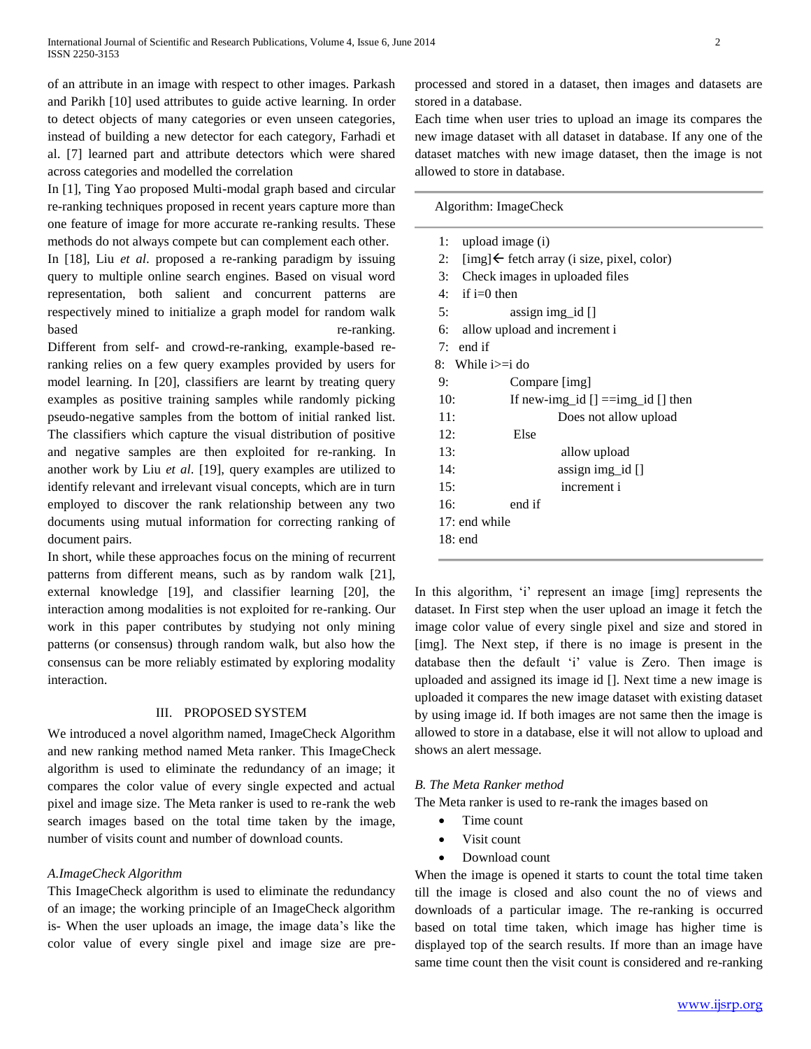of an attribute in an image with respect to other images. Parkash and Parikh [10] used attributes to guide active learning. In order to detect objects of many categories or even unseen categories, instead of building a new detector for each category, Farhadi et al. [7] learned part and attribute detectors which were shared across categories and modelled the correlation

In [1], Ting Yao proposed Multi-modal graph based and circular re-ranking techniques proposed in recent years capture more than one feature of image for more accurate re-ranking results. These methods do not always compete but can complement each other.

In [18], Liu *et al.* proposed a re-ranking paradigm by issuing query to multiple online search engines. Based on visual word representation, both salient and concurrent patterns are respectively mined to initialize a graph model for random walk based re-ranking.

Different from self- and crowd-re-ranking, example-based re-ranking relies on a few query examples provided by users for model learning. In [20], classifiers are learnt by treating query examples as positive training samples while randomly picking pseudo-negative samples from the bottom of initial ranked list. The classifiers which capture the visual distribution of positive and negative samples are then exploited for re-ranking. In another work by Liu *et al*. [19], query examples are utilized to identify relevant and irrelevant visual concepts, which are in turn employed to discover the rank relationship between any two documents using mutual information for correcting ranking of document pairs.

In short, while these approaches focus on the mining of recurrent patterns from different means, such as by random walk [21], external knowledge [19], and classifier learning [20], the interaction among modalities is not exploited for re-ranking. Our work in this paper contributes by studying not only mining patterns (or consensus) through random walk, but also how the consensus can be more reliably estimated by exploring modality interaction.

## III. PROPOSED SYSTEM

We introduced a novel algorithm named, ImageCheck Algorithm and new ranking method named Meta ranker. This ImageCheck algorithm is used to eliminate the redundancy of an image; it compares the color value of every single expected and actual pixel and image size. The Meta ranker is used to re-rank the web search images based on the total time taken by the image, number of visits count and number of download counts.

### *A.ImageCheck Algorithm*

This ImageCheck algorithm is used to eliminate the redundancy of an image; the working principle of an ImageCheck algorithm is- When the user uploads an image, the image data's like the color value of every single pixel and image size are pre-processed and stored in a dataset, then images and datasets are stored in a database.

Each time when user tries to upload an image its compares the new image dataset with all dataset in database. If any one of the dataset matches with new image dataset, then the image is not allowed to store in database.

```
Algorithm: ImageCheck

 1:  upload image (i)
 2:  [img]← fetch array (i size, pixel, color)
 3:  Check images in uploaded files
 4:  if i=0 then
 5:          assign img_id []
 6:  allow upload and increment i
 7:  end if
 8:  While i>=i do
 9:          Compare [img]
10:          If new-img_id [] ==img_id [] then
11:                  Does not allow upload
12:          Else
13:                  allow upload
14:                  assign img_id []
15:                  increment i
16:          end if
17: end while
18: end
```

In this algorithm, 'i' represent an image [img] represents the dataset. In First step when the user upload an image it fetch the image color value of every single pixel and size and stored in [img]. The Next step, if there is no image is present in the database then the default 'i' value is Zero. Then image is uploaded and assigned its image id []. Next time a new image is uploaded it compares the new image dataset with existing dataset by using image id. If both images are not same then the image is allowed to store in a database, else it will not allow to upload and shows an alert message.

### *B. The Meta Ranker method*

The Meta ranker is used to re-rank the images based on

- Time count
- Visit count
- Download count

When the image is opened it starts to count the total time taken till the image is closed and also count the no of views and downloads of a particular image. The re-ranking is occurred based on total time taken, which image has higher time is displayed top of the search results. If more than an image have same time count then the visit count is considered and re-ranking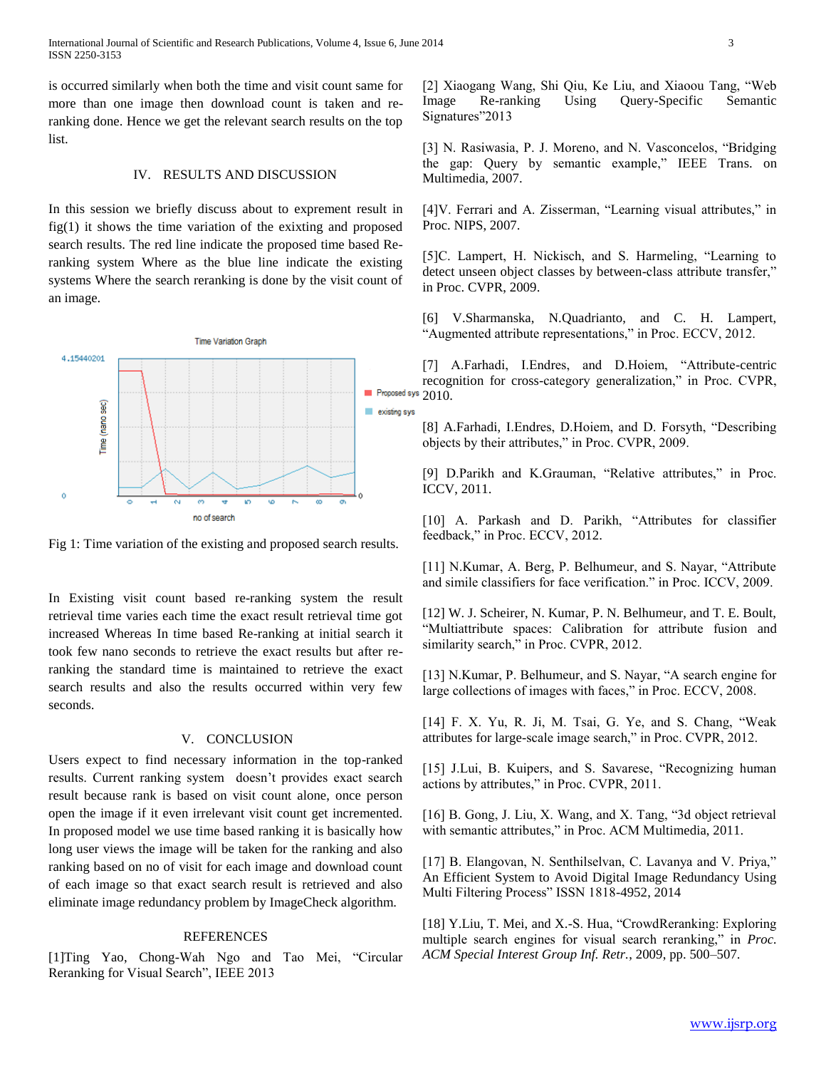is occurred similarly when both the time and visit count same for more than one image then download count is taken and re-ranking done. Hence we get the relevant search results on the top list.

## IV. RESULTS AND DISCUSSION

In this session we briefly discuss about to exprement result in fig(1) it shows the time variation of the exixting and proposed search results. The red line indicate the proposed time based Re-ranking system Where as the blue line indicate the existing systems Where the search reranking is done by the visit count of an image.

Fig 1: Time variation of the existing and proposed search results.

In Existing visit count based re-ranking system the result retrieval time varies each time the exact result retrieval time got increased Whereas In time based Re-ranking at initial search it took few nano seconds to retrieve the exact results but after re-ranking the standard time is maintained to retrieve the exact search results and also the results occurred within very few seconds.

## V. CONCLUSION

Users expect to find necessary information in the top-ranked results. Current ranking system doesn't provides exact search result because rank is based on visit count alone, once person open the image if it even irrelevant visit count get incremented. In proposed model we use time based ranking it is basically how long user views the image will be taken for the ranking and also ranking based on no of visit for each image and download count of each image so that exact search result is retrieved and also eliminate image redundancy problem by ImageCheck algorithm.

## REFERENCES

[1]Ting Yao, Chong-Wah Ngo and Tao Mei, "Circular Reranking for Visual Search", IEEE 2013

[2] Xiaogang Wang, Shi Qiu, Ke Liu, and Xiaoou Tang, "Web Image Re-ranking Using Query-Specific Semantic Signatures"2013

[3] N. Rasiwasia, P. J. Moreno, and N. Vasconcelos, "Bridging the gap: Query by semantic example," IEEE Trans. on Multimedia, 2007.

[4]V. Ferrari and A. Zisserman, "Learning visual attributes," in Proc. NIPS, 2007.

[5]C. Lampert, H. Nickisch, and S. Harmeling, "Learning to detect unseen object classes by between-class attribute transfer," in Proc. CVPR, 2009.

[6] V.Sharmanska, N.Quadrianto, and C. H. Lampert, "Augmented attribute representations," in Proc. ECCV, 2012.

[7] A.Farhadi, I.Endres, and D.Hoiem, "Attribute-centric recognition for cross-category generalization," in Proc. CVPR, 2010.

[8] A.Farhadi, I.Endres, D.Hoiem, and D. Forsyth, "Describing objects by their attributes," in Proc. CVPR, 2009.

[9] D.Parikh and K.Grauman, "Relative attributes," in Proc. ICCV, 2011.

[10] A. Parkash and D. Parikh, "Attributes for classifier feedback," in Proc. ECCV, 2012.

[11] N.Kumar, A. Berg, P. Belhumeur, and S. Nayar, "Attribute and simile classifiers for face verification." in Proc. ICCV, 2009.

[12] W. J. Scheirer, N. Kumar, P. N. Belhumeur, and T. E. Boult, "Multiattribute spaces: Calibration for attribute fusion and similarity search," in Proc. CVPR, 2012.

[13] N.Kumar, P. Belhumeur, and S. Nayar, "A search engine for large collections of images with faces," in Proc. ECCV, 2008.

[14] F. X. Yu, R. Ji, M. Tsai, G. Ye, and S. Chang, "Weak attributes for large-scale image search," in Proc. CVPR, 2012.

[15] J.Lui, B. Kuipers, and S. Savarese, "Recognizing human actions by attributes," in Proc. CVPR, 2011.

[16] B. Gong, J. Liu, X. Wang, and X. Tang, "3d object retrieval with semantic attributes," in Proc. ACM Multimedia, 2011.

[17] B. Elangovan, N. Senthilselvan, C. Lavanya and V. Priya," An Efficient System to Avoid Digital Image Redundancy Using Multi Filtering Process" ISSN 1818-4952, 2014

[18] Y.Liu, T. Mei, and X.-S. Hua, "CrowdReranking: Exploring multiple search engines for visual search reranking," in *Proc. ACM Special Interest Group Inf. Retr.*, 2009, pp. 500–507.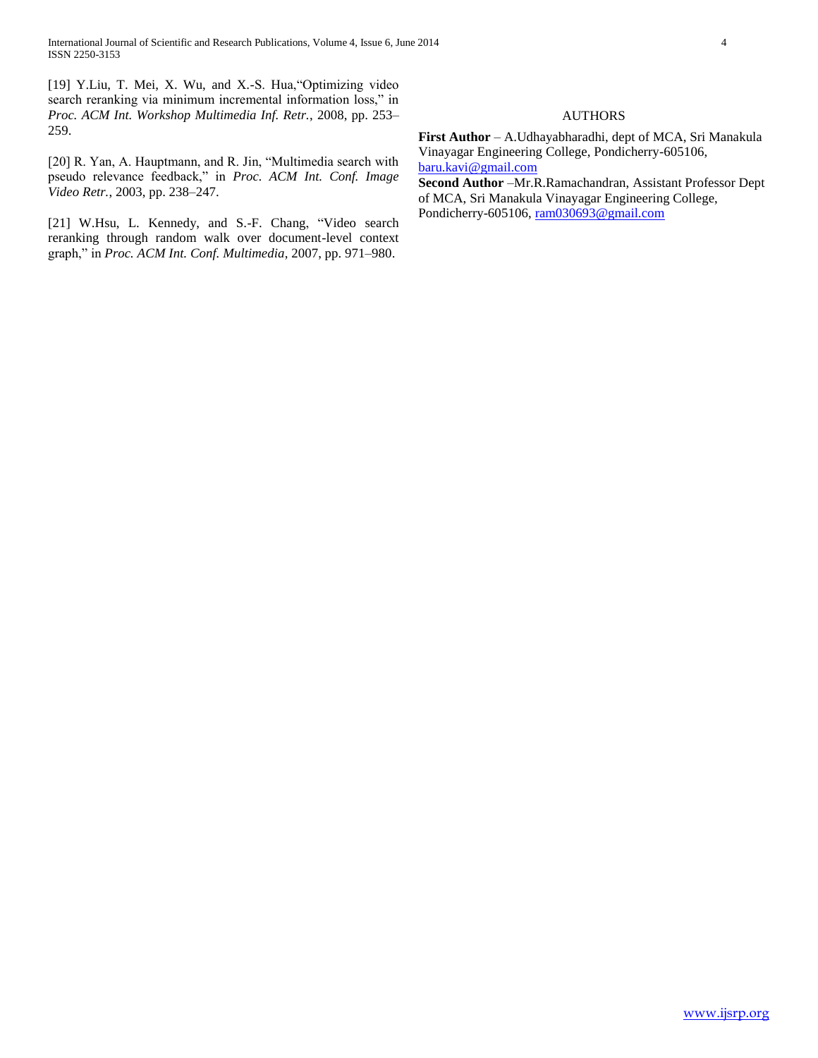[19] Y.Liu, T. Mei, X. Wu, and X.-S. Hua,"Optimizing video search reranking via minimum incremental information loss," in *Proc. ACM Int. Workshop Multimedia Inf. Retr.*, 2008, pp. 253–259.

[20] R. Yan, A. Hauptmann, and R. Jin, "Multimedia search with pseudo relevance feedback," in *Proc. ACM Int. Conf. Image Video Retr.*, 2003, pp. 238–247.

[21] W.Hsu, L. Kennedy, and S.-F. Chang, "Video search reranking through random walk over document-level context graph," in *Proc. ACM Int. Conf. Multimedia*, 2007, pp. 971–980.

## AUTHORS

**First Author** – A.Udhayabharadhi, dept of MCA, Sri Manakula Vinayagar Engineering College, Pondicherry-605106, baru.kavi@gmail.com

**Second Author** –Mr.R.Ramachandran, Assistant Professor Dept of MCA, Sri Manakula Vinayagar Engineering College, Pondicherry-605106, ram030693@gmail.com